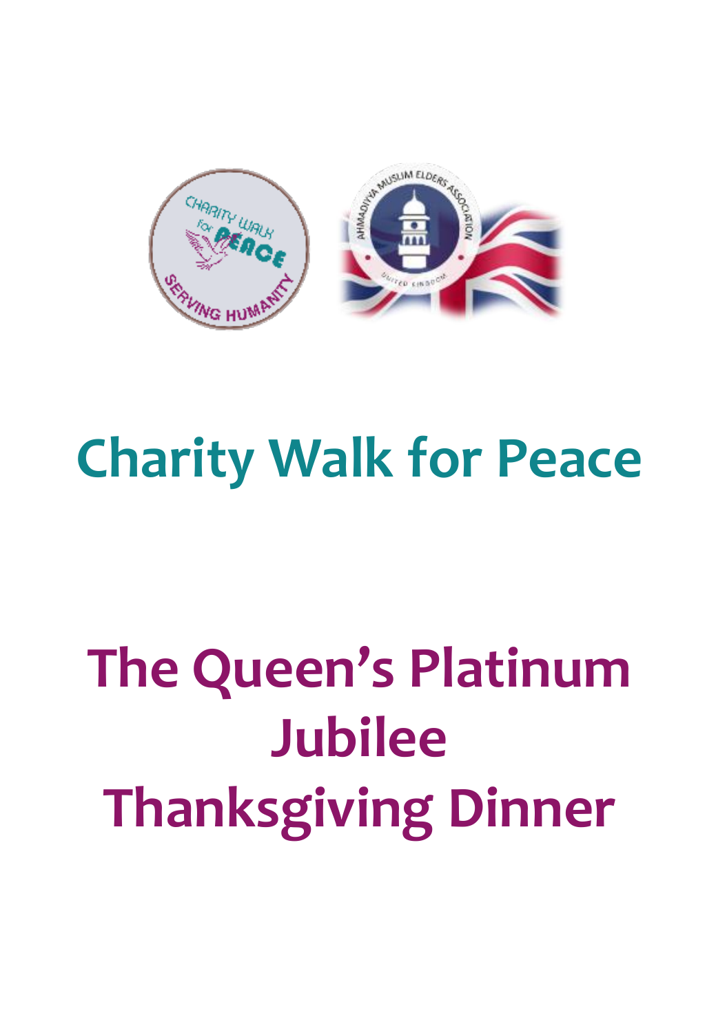# Charity Walk for Peace

# The Queen's Platinum Jubilee Thanksgiving Dinner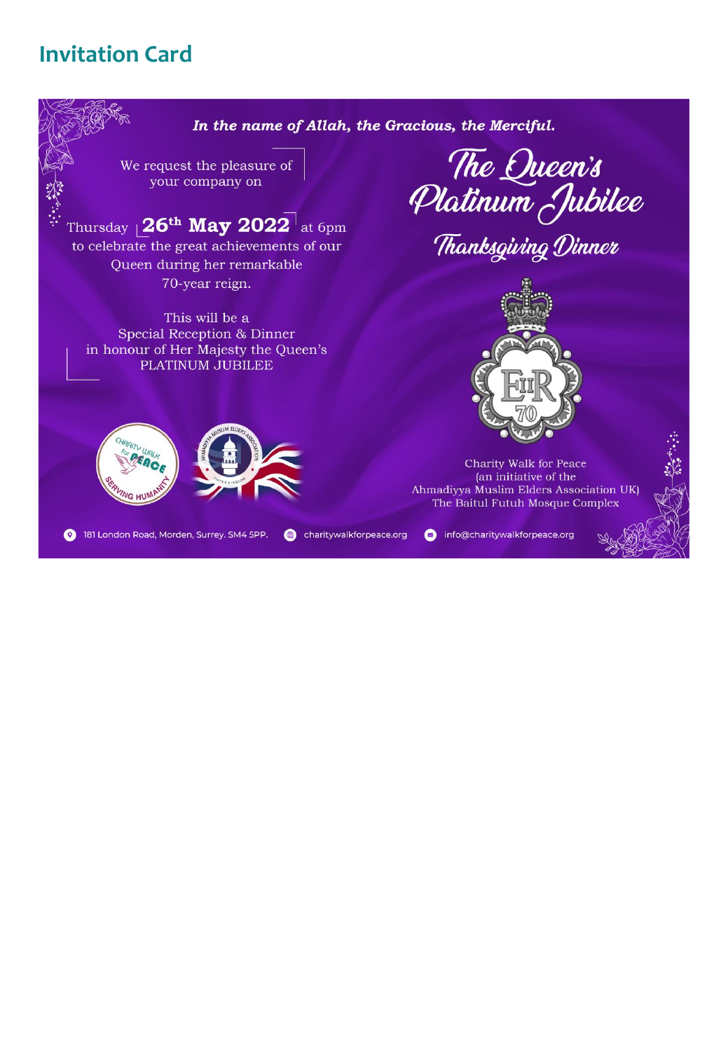## Invitation Card

*In the name of Allah, the Gracious, the Merciful.*

We request the pleasure of your company on

Thursday **26th May 2022** at 6pm
to celebrate the great achievements of our Queen during her remarkable 70-year reign.

This will be a
Special Reception & Dinner
in honour of Her Majesty the Queen's
PLATINUM JUBILEE

# The Queen's Platinum Jubilee

## Thanksgiving Dinner

EIIR 70

Charity Walk for Peace
(an initiative of the
Ahmadiyya Muslim Elders Association UK)
The Baitul Futuh Mosque Complex

Charity Walk for Peace — Serving Humanity

Ahmadiyya Muslim Elders Association — United Kingdom

181 London Road, Morden, Surrey. SM4 5PP. charitywalkforpeace.org info@charitywalkforpeace.org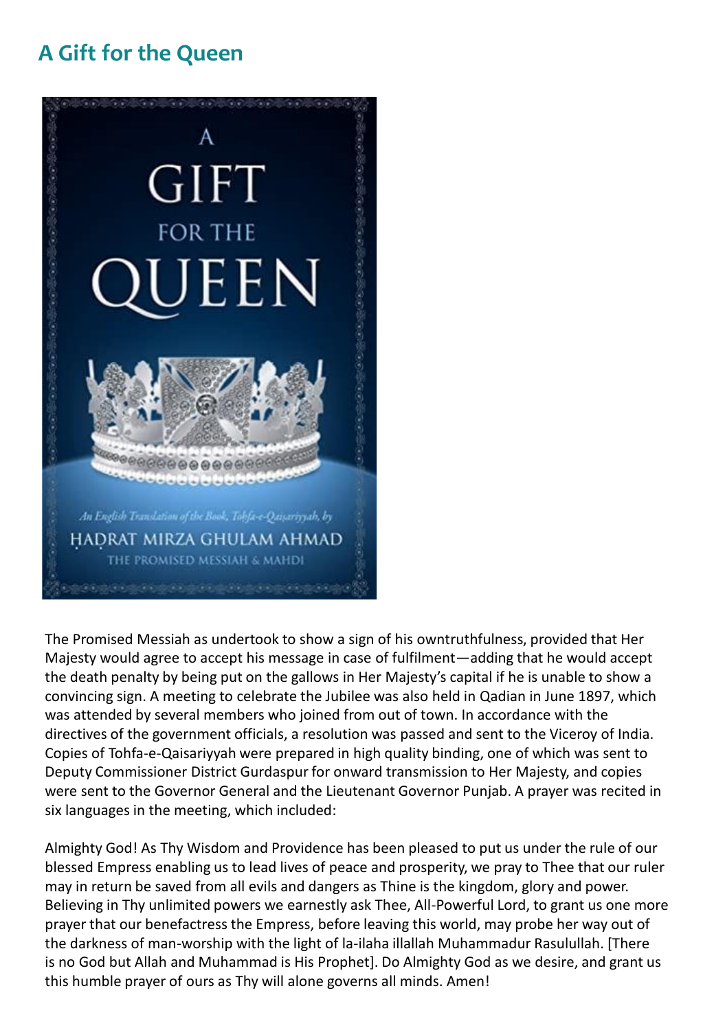## A Gift for the Queen

The Promised Messiah as undertook to show a sign of his owntruthfulness, provided that Her Majesty would agree to accept his message in case of fulfilment—adding that he would accept the death penalty by being put on the gallows in Her Majesty's capital if he is unable to show a convincing sign. A meeting to celebrate the Jubilee was also held in Qadian in June 1897, which was attended by several members who joined from out of town. In accordance with the directives of the government officials, a resolution was passed and sent to the Viceroy of India. Copies of Tohfa-e-Qaisariyyah were prepared in high quality binding, one of which was sent to Deputy Commissioner District Gurdaspur for onward transmission to Her Majesty, and copies were sent to the Governor General and the Lieutenant Governor Punjab. A prayer was recited in six languages in the meeting, which included:

Almighty God! As Thy Wisdom and Providence has been pleased to put us under the rule of our blessed Empress enabling us to lead lives of peace and prosperity, we pray to Thee that our ruler may in return be saved from all evils and dangers as Thine is the kingdom, glory and power. Believing in Thy unlimited powers we earnestly ask Thee, All-Powerful Lord, to grant us one more prayer that our benefactress the Empress, before leaving this world, may probe her way out of the darkness of man-worship with the light of la-ilaha illallah Muhammadur Rasulullah. [There is no God but Allah and Muhammad is His Prophet]. Do Almighty God as we desire, and grant us this humble prayer of ours as Thy will alone governs all minds. Amen!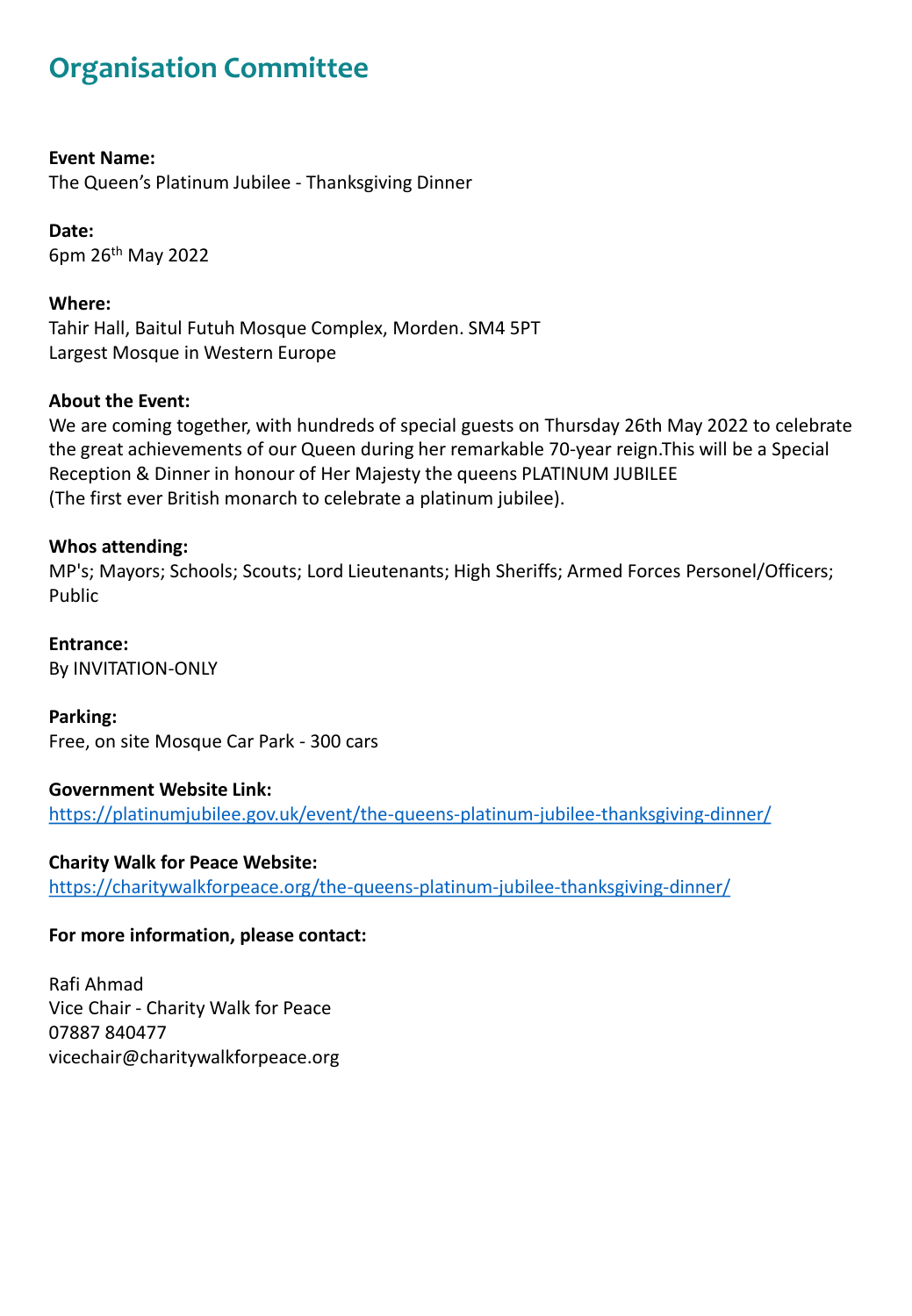# Organisation Committee

**Event Name:**
The Queen's Platinum Jubilee - Thanksgiving Dinner

**Date:**
6pm 26th May 2022

**Where:**
Tahir Hall, Baitul Futuh Mosque Complex, Morden. SM4 5PT
Largest Mosque in Western Europe

**About the Event:**
We are coming together, with hundreds of special guests on Thursday 26th May 2022 to celebrate the great achievements of our Queen during her remarkable 70-year reign.This will be a Special Reception & Dinner in honour of Her Majesty the queens PLATINUM JUBILEE
(The first ever British monarch to celebrate a platinum jubilee).

**Whos attending:**
MP's; Mayors; Schools; Scouts; Lord Lieutenants; High Sheriffs; Armed Forces Personel/Officers; Public

**Entrance:**
By INVITATION-ONLY

**Parking:**
Free, on site Mosque Car Park - 300 cars

**Government Website Link:**
https://platinumjubilee.gov.uk/event/the-queens-platinum-jubilee-thanksgiving-dinner/

**Charity Walk for Peace Website:**
https://charitywalkforpeace.org/the-queens-platinum-jubilee-thanksgiving-dinner/

**For more information, please contact:**

Rafi Ahmad
Vice Chair - Charity Walk for Peace
07887 840477
vicechair@charitywalkforpeace.org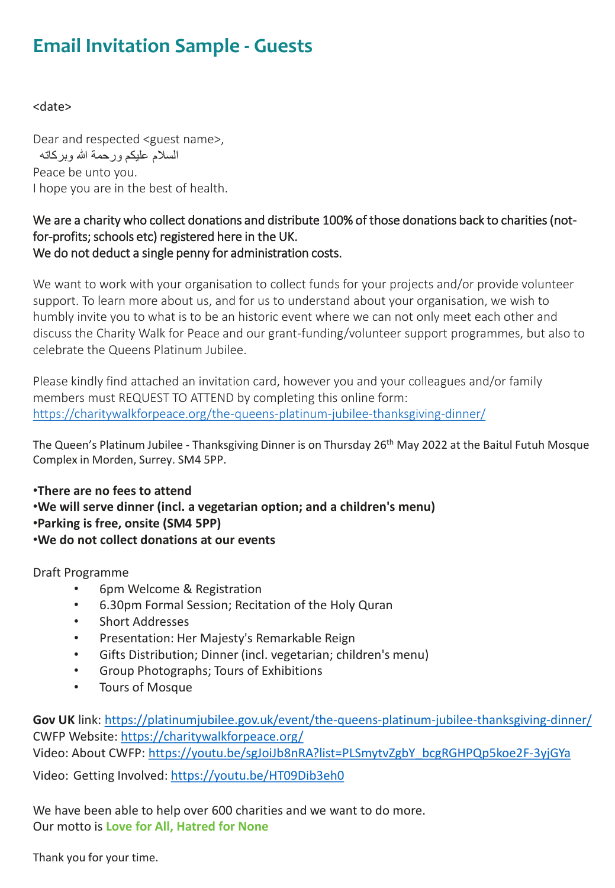# Email Invitation Sample - Guests

<date>

Dear and respected <guest name>,
السلام عليكم ورحمة الله وبركاته
Peace be unto you.
I hope you are in the best of health.

We are a charity who collect donations and distribute 100% of those donations back to charities (not-for-profits; schools etc) registered here in the UK.
We do not deduct a single penny for administration costs.

We want to work with your organisation to collect funds for your projects and/or provide volunteer support. To learn more about us, and for us to understand about your organisation, we wish to humbly invite you to what is to be an historic event where we can not only meet each other and discuss the Charity Walk for Peace and our grant-funding/volunteer support programmes, but also to celebrate the Queens Platinum Jubilee.

Please kindly find attached an invitation card, however you and your colleagues and/or family members must REQUEST TO ATTEND by completing this online form:
https://charitywalkforpeace.org/the-queens-platinum-jubilee-thanksgiving-dinner/

The Queen's Platinum Jubilee - Thanksgiving Dinner is on Thursday 26th May 2022 at the Baitul Futuh Mosque Complex in Morden, Surrey. SM4 5PP.

**•There are no fees to attend**
**•We will serve dinner (incl. a vegetarian option; and a children's menu)**
**•Parking is free, onsite (SM4 5PP)**
**•We do not collect donations at our events**

Draft Programme

- 6pm Welcome & Registration
- 6.30pm Formal Session; Recitation of the Holy Quran
- Short Addresses
- Presentation: Her Majesty's Remarkable Reign
- Gifts Distribution; Dinner (incl. vegetarian; children's menu)
- Group Photographs; Tours of Exhibitions
- Tours of Mosque

**Gov UK** link: https://platinumjubilee.gov.uk/event/the-queens-platinum-jubilee-thanksgiving-dinner/
CWFP Website: https://charitywalkforpeace.org/
Video: About CWFP: https://youtu.be/sgJoiJb8nRA?list=PLSmytvZgbY_bcgRGHPQp5koe2F-3yjGYa
Video: Getting Involved: https://youtu.be/HT09Dib3eh0

We have been able to help over 600 charities and we want to do more.
Our motto is **Love for All, Hatred for None**

Thank you for your time.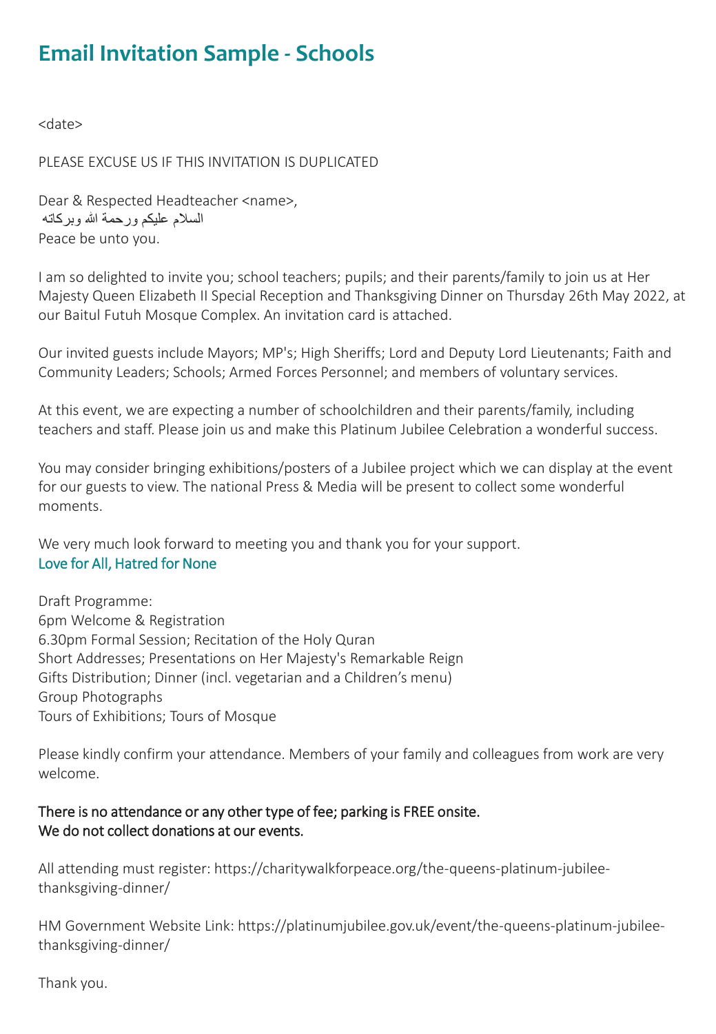# Email Invitation Sample - Schools

<date>

PLEASE EXCUSE US IF THIS INVITATION IS DUPLICATED

Dear & Respected Headteacher <name>,
السلام علیکم ورحمة الله وبرکاته
Peace be unto you.

I am so delighted to invite you; school teachers; pupils; and their parents/family to join us at Her Majesty Queen Elizabeth II Special Reception and Thanksgiving Dinner on Thursday 26th May 2022, at our Baitul Futuh Mosque Complex. An invitation card is attached.

Our invited guests include Mayors; MP's; High Sheriffs; Lord and Deputy Lord Lieutenants; Faith and Community Leaders; Schools; Armed Forces Personnel; and members of voluntary services.

At this event, we are expecting a number of schoolchildren and their parents/family, including teachers and staff. Please join us and make this Platinum Jubilee Celebration a wonderful success.

You may consider bringing exhibitions/posters of a Jubilee project which we can display at the event for our guests to view. The national Press & Media will be present to collect some wonderful moments.

We very much look forward to meeting you and thank you for your support.
Love for All, Hatred for None

Draft Programme:
6pm Welcome & Registration
6.30pm Formal Session; Recitation of the Holy Quran
Short Addresses; Presentations on Her Majesty's Remarkable Reign
Gifts Distribution; Dinner (incl. vegetarian and a Children's menu)
Group Photographs
Tours of Exhibitions; Tours of Mosque

Please kindly confirm your attendance. Members of your family and colleagues from work are very welcome.

There is no attendance or any other type of fee; parking is FREE onsite.
We do not collect donations at our events.

All attending must register: https://charitywalkforpeace.org/the-queens-platinum-jubilee-thanksgiving-dinner/

HM Government Website Link: https://platinumjubilee.gov.uk/event/the-queens-platinum-jubilee-thanksgiving-dinner/

Thank you.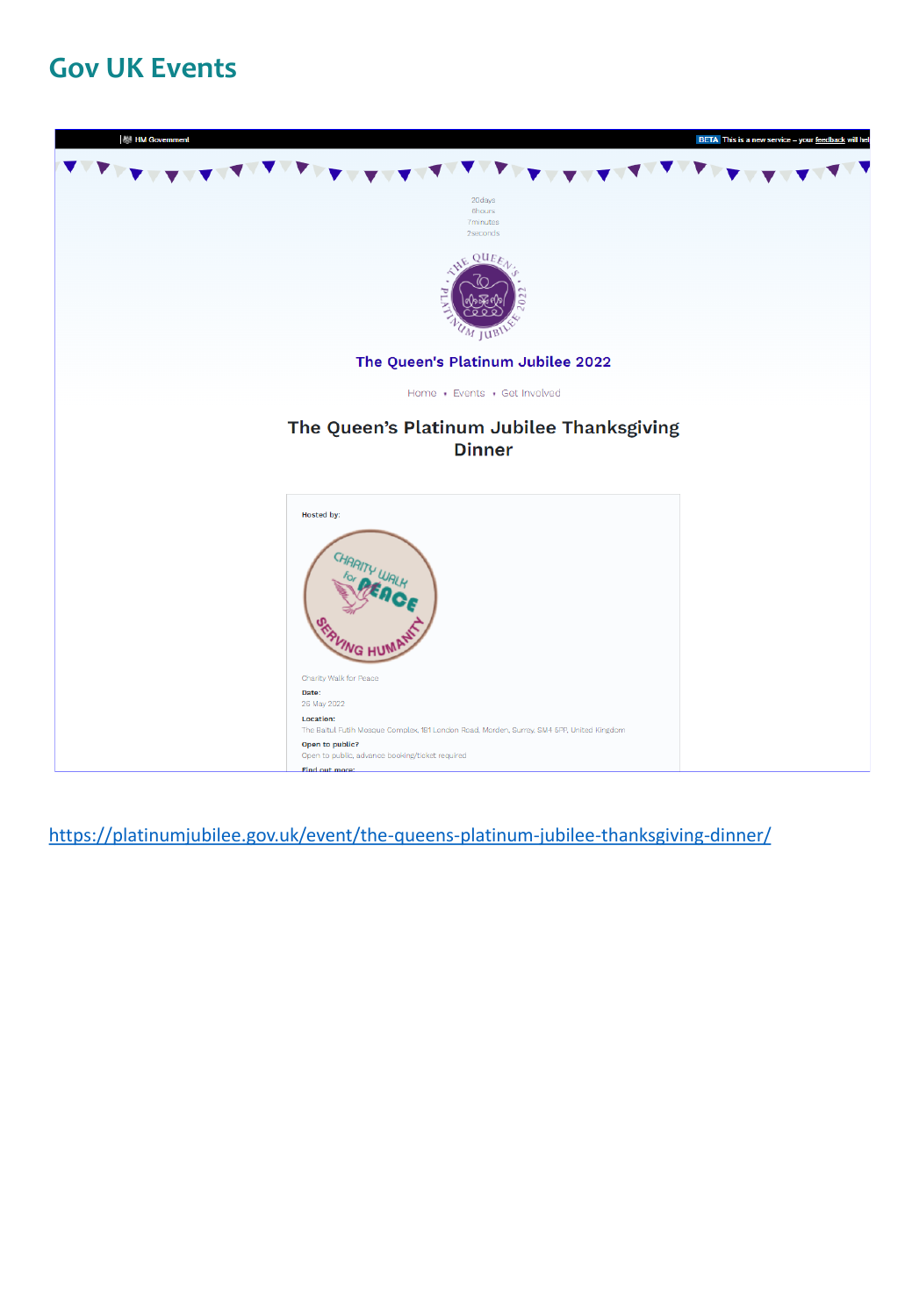# Gov UK Events

HM Government

BETA This is a new service – your feedback will hel

20days
8hours
7minutes
7seconds

THE QUEEN'S PLATINUM JUBILEE 2022

**The Queen's Platinum Jubilee 2022**

Home • Events • Get Involved

## The Queen's Platinum Jubilee Thanksgiving Dinner

**Hosted by:**

CHARITY WALK for PEACE SERVING HUMANITY

Charity Walk for Peace

**Date:**
26 May 2022

**Location:**
The Baitul Futuh Mosque Complex, 181 London Road, Morden, Surrey, SM4 5PT, United Kingdom

**Open to public?**
Open to public, advance booking/ticket required

**Find out more:**

https://platinumjubilee.gov.uk/event/the-queens-platinum-jubilee-thanksgiving-dinner/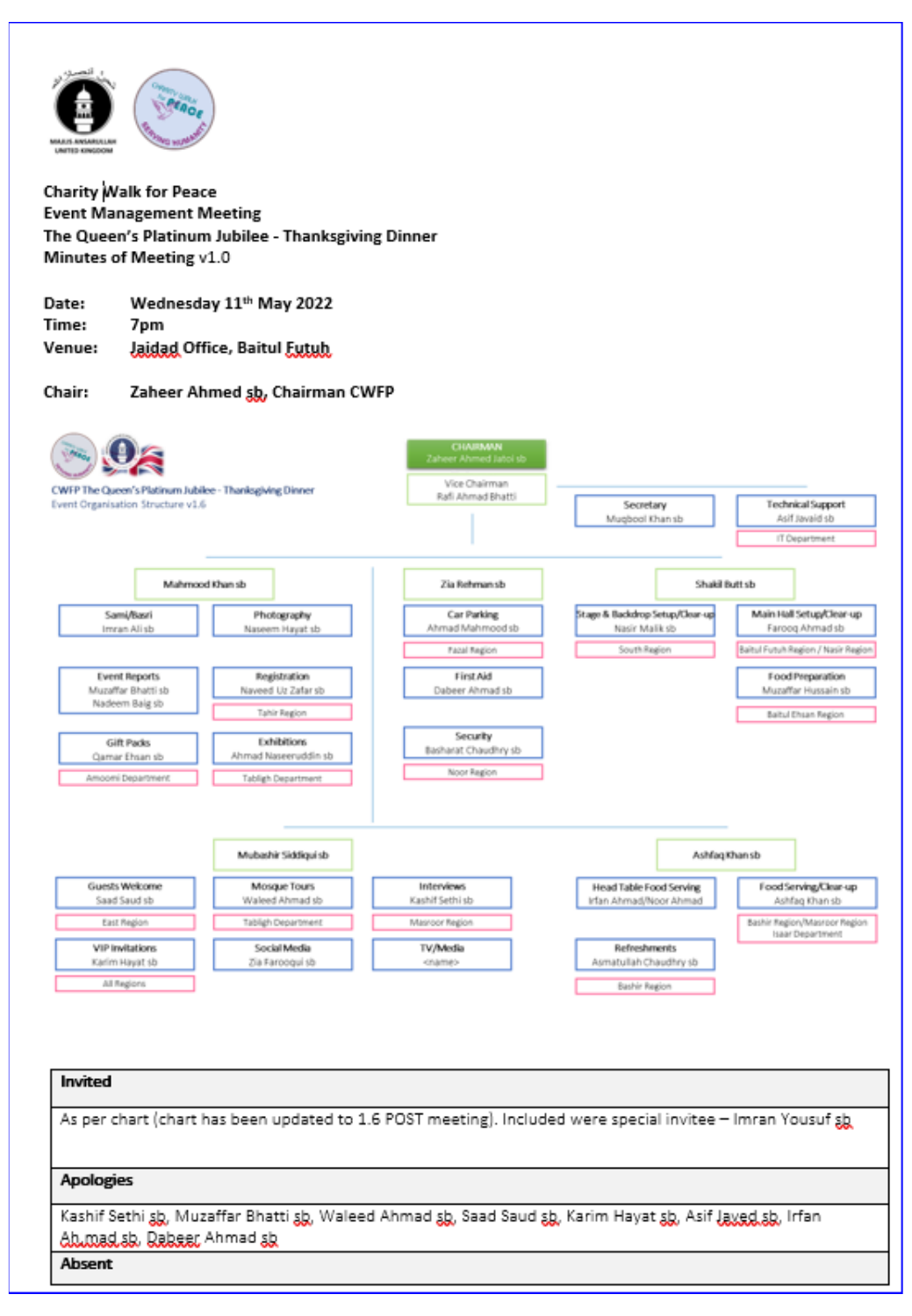**Charity Walk for Peace**
**Event Management Meeting**
**The Queen's Platinum Jubilee - Thanksgiving Dinner**
**Minutes of Meeting v1.0**

**Date:** Wednesday 11th May 2022
**Time:** 7pm
**Venue:** Jaidad Office, Baitul Futuh

**Chair:** Zaheer Ahmed sb, Chairman CWFP

CWFP The Queen's Platinum Jubilee - Thanksgiving Dinner
Event Organisation Structure v1.6

- CHAIRMAN – Zaheer Ahmed Jatoi sb
  - Vice Chairman – Rafi Ahmad Bhatti
  - Secretary – Muqbool Khan sb
  - Technical Support – Asif Javaid sb (IT Department)
- Mahmood Khan sb
  - Sami/Basri – Imran Ali sb
  - Photography – Naseem Hayat sb
  - Event Reports – Muzaffar Bhatti sb, Nadeem Baig sb
  - Registration – Naveed Uz Zafar sb (Tahir Region)
  - Gift Packs – Qamar Ehsan sb (Amoomi Department)
  - Exhibitions – Ahmad Naseeruddin sb (Tabligh Department)
- Zia Rehman sb
  - Car Parking – Ahmad Mahmood sb (Fazal Region)
  - First Aid – Dabeer Ahmad sb
  - Security – Basharat Chaudhry sb (Noor Region)
- Shakil Butt sb
  - Stage & Backdrop Setup/Clear-up – Nasir Malik sb (South Region)
  - Main Hall Setup/Clear-up – Farooq Ahmad sb (Baitul Futuh Region / Nasir Region)
  - Food Preparation – Muzaffar Hussain sb (Baitul Ehsan Region)
- Mubashir Siddiqui sb
  - Guests Welcome – Saad Saud sb (East Region)
  - Mosque Tours – Waleed Ahmad sb (Tabligh Department)
  - Interviews – Kashif Sethi sb (Masroor Region)
  - VIP Invitations – Karim Hayat sb (All Regions)
  - Social Media – Zia Farooqui sb
  - TV/Media – <name>
- Ashfaq Khan sb
  - Head Table Food Serving – Irfan Ahmad/Noor Ahmad
  - Food Serving/Clear-up – Ashfaq Khan sb (Bashir Region/Masroor Region, Isaar Department)
  - Refreshments – Asmatullah Chaudhry sb (Bashir Region)

| **Invited** |
|---|
| As per chart (chart has been updated to 1.6 POST meeting). Included were special invitee – Imran Yousuf sb |
| **Apologies** |
| Kashif Sethi sb, Muzaffar Bhatti sb, Waleed Ahmad sb, Saad Saud sb, Karim Hayat sb, Asif Javed sb, Irfan Ahmad sb, Dabeer Ahmad sb |
| **Absent** |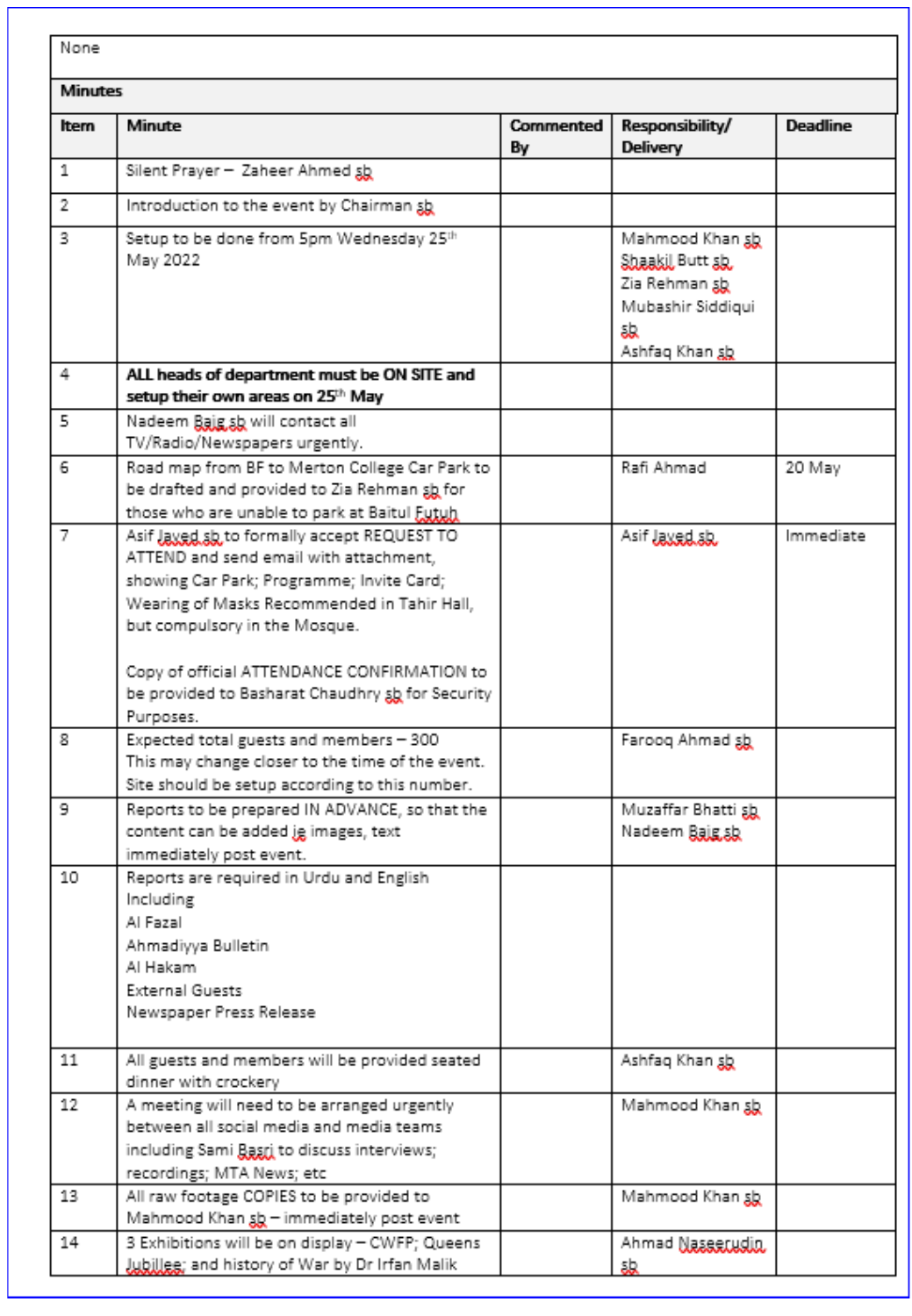| None | | | | |
|---|---|---|---|---|
| **Minutes** | | | | |
| **Item** | **Minute** | **Commented By** | **Responsibility/ Delivery** | **Deadline** |
| 1 | Silent Prayer – Zaheer Ahmed sb | | | |
| 2 | Introduction to the event by Chairman sb | | | |
| 3 | Setup to be done from 5pm Wednesday 25th May 2022 | | Mahmood Khan sb<br>Shaakil Butt sb<br>Zia Rehman sb<br>Mubashir Siddiqui sb<br>Ashfaq Khan sb | |
| 4 | **ALL heads of department must be ON SITE and setup their own areas on 25th May** | | | |
| 5 | Nadeem Baig sb will contact all TV/Radio/Newspapers urgently. | | | |
| 6 | Road map from BF to Merton College Car Park to be drafted and provided to Zia Rehman sb for those who are unable to park at Baitul Futuh | | Rafi Ahmad | 20 May |
| 7 | Asif Javed sb to formally accept REQUEST TO ATTEND and send email with attachment, showing Car Park; Programme; Invite Card; Wearing of Masks Recommended in Tahir Hall, but compulsory in the Mosque.<br><br>Copy of official ATTENDANCE CONFIRMATION to be provided to Basharat Chaudhry sb for Security Purposes. | | Asif Javed sb | Immediate |
| 8 | Expected total guests and members – 300<br>This may change closer to the time of the event.<br>Site should be setup according to this number. | | Farooq Ahmad sb | |
| 9 | Reports to be prepared IN ADVANCE, so that the content can be added ie images, text immediately post event. | | Muzaffar Bhatti sb<br>Nadeem Baig sb | |
| 10 | Reports are required in Urdu and English Including<br>Al Fazal<br>Ahmadiyya Bulletin<br>Al Hakam<br>External Guests<br>Newspaper Press Release | | | |
| 11 | All guests and members will be provided seated dinner with crockery | | Ashfaq Khan sb | |
| 12 | A meeting will need to be arranged urgently between all social media and media teams including Sami Basri to discuss interviews; recordings; MTA News; etc | | Mahmood Khan sb | |
| 13 | All raw footage COPIES to be provided to Mahmood Khan sb – immediately post event | | Mahmood Khan sb | |
| 14 | 3 Exhibitions will be on display – CWFP; Queens Jubilee; and history of War by Dr Irfan Malik | | Ahmad Naseerudin sb | |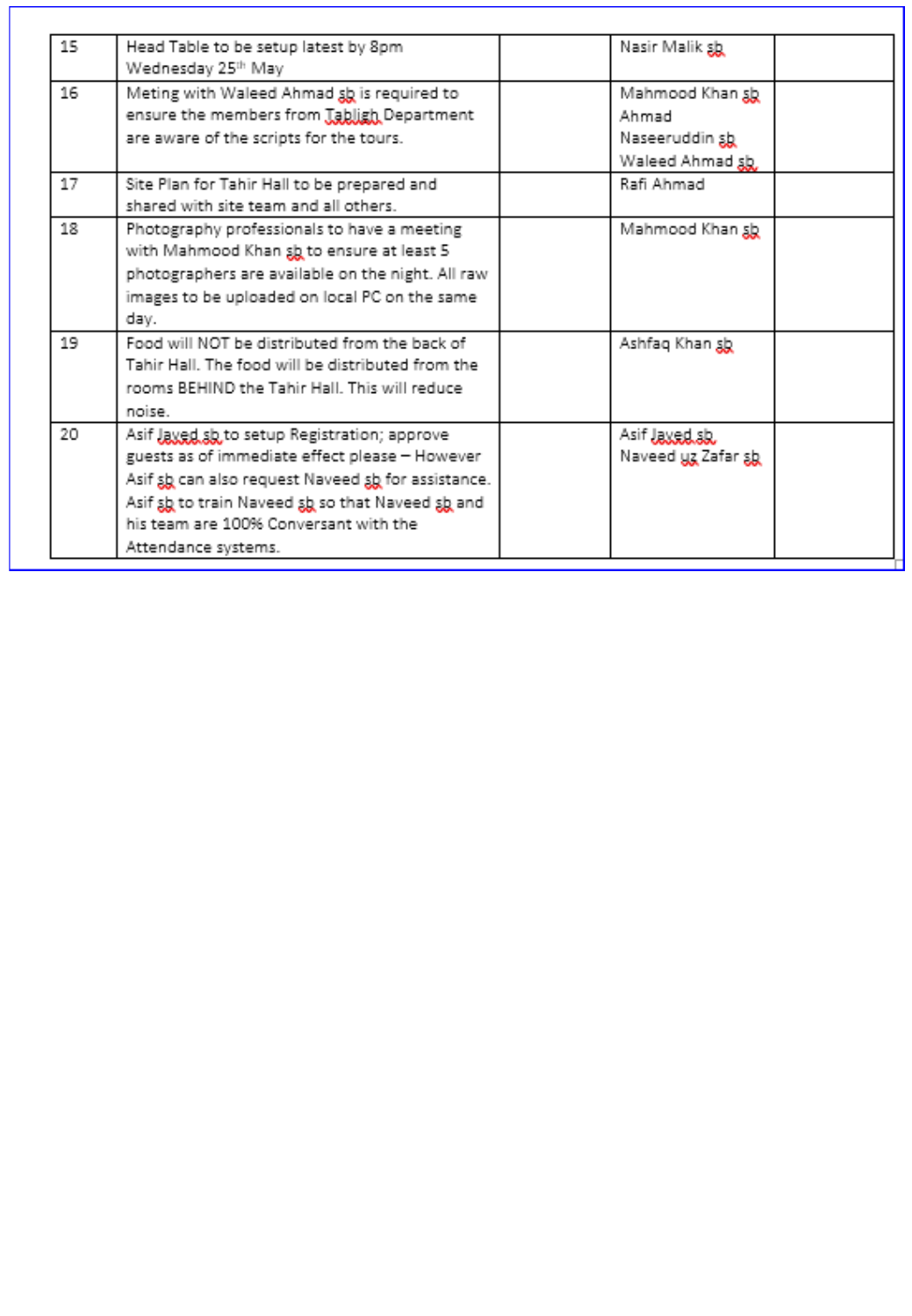| | | | | |
|---|---|---|---|---|
| 15 | Head Table to be setup latest by 8pm Wednesday 25th May | | Nasir Malik sb | |
| 16 | Meting with Waleed Ahmad sb is required to ensure the members from Tabligh Department are aware of the scripts for the tours. | | Mahmood Khan sb Ahmad Naseeruddin sb Waleed Ahmad sb | |
| 17 | Site Plan for Tahir Hall to be prepared and shared with site team and all others. | | Rafi Ahmad | |
| 18 | Photography professionals to have a meeting with Mahmood Khan sb to ensure at least 5 photographers are available on the night. All raw images to be uploaded on local PC on the same day. | | Mahmood Khan sb | |
| 19 | Food will NOT be distributed from the back of Tahir Hall. The food will be distributed from the rooms BEHIND the Tahir Hall. This will reduce noise. | | Ashfaq Khan sb | |
| 20 | Asif Javed sb to setup Registration; approve guests as of immediate effect please – However Asif sb can also request Naveed sb for assistance. Asif sb to train Naveed sb so that Naveed sb and his team are 100% Conversant with the Attendance systems. | | Asif Javed sb Naveed uz Zafar sb | |